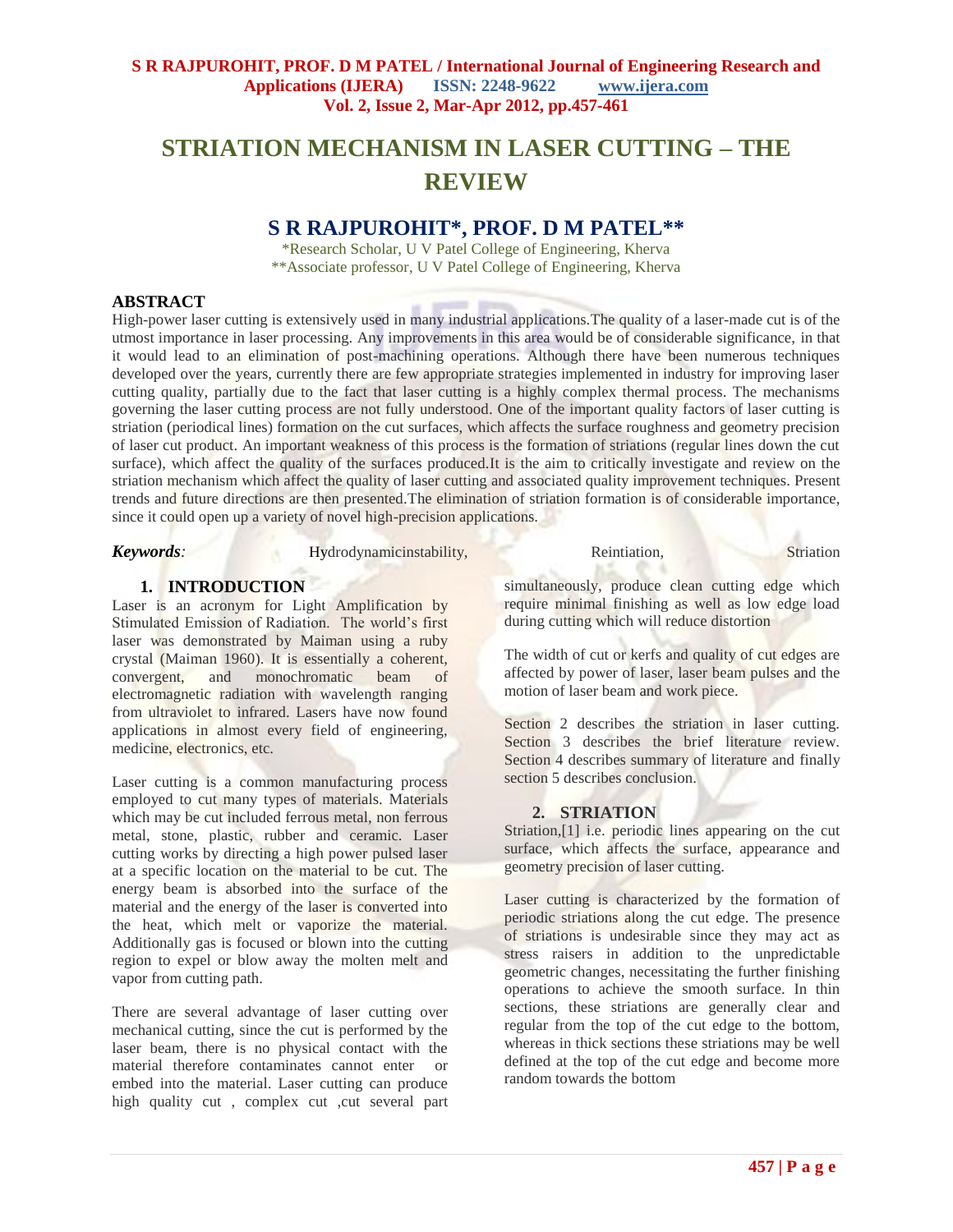# STRIATION MECHANISM IN LASER CUTTING – THE REVIEW

## S R RAJPUROHIT*, PROF. D M PATEL**

*Research Scholar, U V Patel College of Engineering, Kherva
**Associate professor, U V Patel College of Engineering, Kherva

### ABSTRACT

High-power laser cutting is extensively used in many industrial applications.The quality of a laser-made cut is of the utmost importance in laser processing. Any improvements in this area would be of considerable significance, in that it would lead to an elimination of post-machining operations. Although there have been numerous techniques developed over the years, currently there are few appropriate strategies implemented in industry for improving laser cutting quality, partially due to the fact that laser cutting is a highly complex thermal process. The mechanisms governing the laser cutting process are not fully understood. One of the important quality factors of laser cutting is striation (periodical lines) formation on the cut surfaces, which affects the surface roughness and geometry precision of laser cut product. An important weakness of this process is the formation of striations (regular lines down the cut surface), which affect the quality of the surfaces produced.It is the aim to critically investigate and review on the striation mechanism which affect the quality of laser cutting and associated quality improvement techniques. Present trends and future directions are then presented.The elimination of striation formation is of considerable importance, since it could open up a variety of novel high-precision applications.

***Keywords**:* Hydrodynamicinstability, Reintiation, Striation

### 1. INTRODUCTION

Laser is an acronym for Light Amplification by Stimulated Emission of Radiation. The world's first laser was demonstrated by Maiman using a ruby crystal (Maiman 1960). It is essentially a coherent, convergent, and monochromatic beam of electromagnetic radiation with wavelength ranging from ultraviolet to infrared. Lasers have now found applications in almost every field of engineering, medicine, electronics, etc.

Laser cutting is a common manufacturing process employed to cut many types of materials. Materials which may be cut included ferrous metal, non ferrous metal, stone, plastic, rubber and ceramic. Laser cutting works by directing a high power pulsed laser at a specific location on the material to be cut. The energy beam is absorbed into the surface of the material and the energy of the laser is converted into the heat, which melt or vaporize the material. Additionally gas is focused or blown into the cutting region to expel or blow away the molten melt and vapor from cutting path.

There are several advantage of laser cutting over mechanical cutting, since the cut is performed by the laser beam, there is no physical contact with the material therefore contaminates cannot enter or embed into the material. Laser cutting can produce high quality cut , complex cut ,cut several part simultaneously, produce clean cutting edge which require minimal finishing as well as low edge load during cutting which will reduce distortion

The width of cut or kerfs and quality of cut edges are affected by power of laser, laser beam pulses and the motion of laser beam and work piece.

Section 2 describes the striation in laser cutting. Section 3 describes the brief literature review. Section 4 describes summary of literature and finally section 5 describes conclusion.

### 2. STRIATION

Striation,[1] i.e. periodic lines appearing on the cut surface, which affects the surface, appearance and geometry precision of laser cutting.

Laser cutting is characterized by the formation of periodic striations along the cut edge. The presence of striations is undesirable since they may act as stress raisers in addition to the unpredictable geometric changes, necessitating the further finishing operations to achieve the smooth surface. In thin sections, these striations are generally clear and regular from the top of the cut edge to the bottom, whereas in thick sections these striations may be well defined at the top of the cut edge and become more random towards the bottom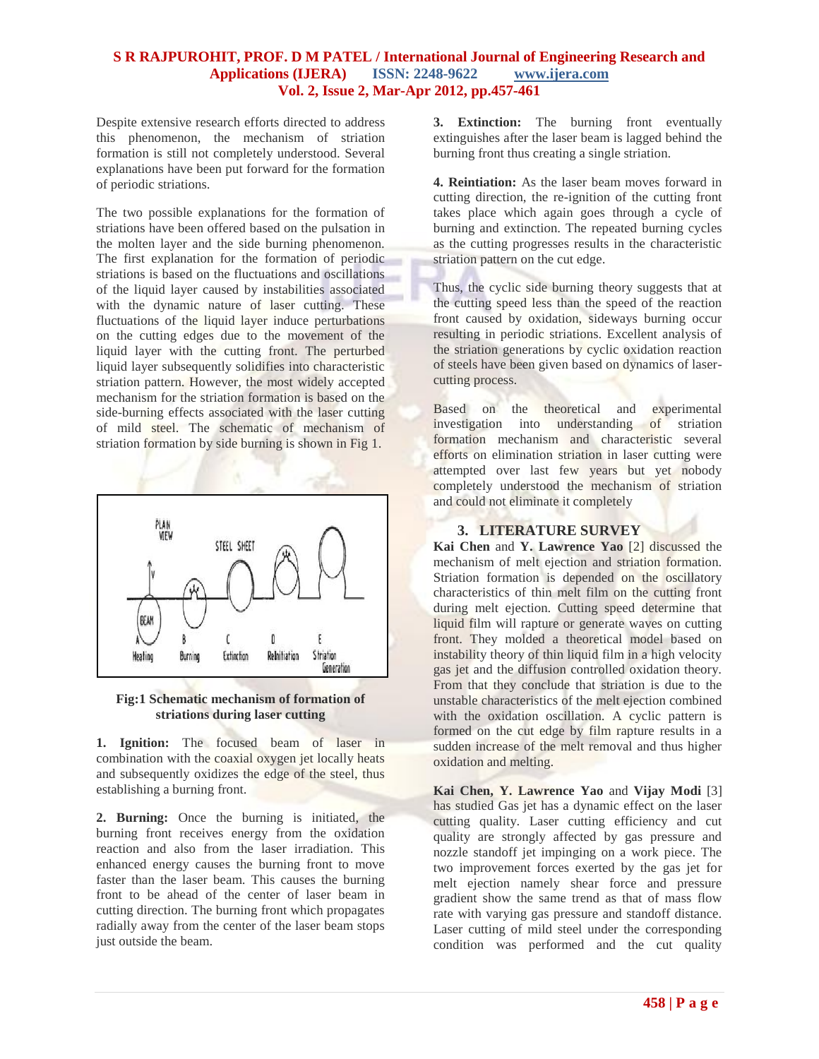Despite extensive research efforts directed to address this phenomenon, the mechanism of striation formation is still not completely understood. Several explanations have been put forward for the formation of periodic striations.

The two possible explanations for the formation of striations have been offered based on the pulsation in the molten layer and the side burning phenomenon. The first explanation for the formation of periodic striations is based on the fluctuations and oscillations of the liquid layer caused by instabilities associated with the dynamic nature of laser cutting. These fluctuations of the liquid layer induce perturbations on the cutting edges due to the movement of the liquid layer with the cutting front. The perturbed liquid layer subsequently solidifies into characteristic striation pattern. However, the most widely accepted mechanism for the striation formation is based on the side-burning effects associated with the laser cutting of mild steel. The schematic of mechanism of striation formation by side burning is shown in Fig 1.

**Fig:1 Schematic mechanism of formation of striations during laser cutting**

**1. Ignition:** The focused beam of laser in combination with the coaxial oxygen jet locally heats and subsequently oxidizes the edge of the steel, thus establishing a burning front.

**2. Burning:** Once the burning is initiated, the burning front receives energy from the oxidation reaction and also from the laser irradiation. This enhanced energy causes the burning front to move faster than the laser beam. This causes the burning front to be ahead of the center of laser beam in cutting direction. The burning front which propagates radially away from the center of the laser beam stops just outside the beam.

**3. Extinction:** The burning front eventually extinguishes after the laser beam is lagged behind the burning front thus creating a single striation.

**4. Reintiation:** As the laser beam moves forward in cutting direction, the re-ignition of the cutting front takes place which again goes through a cycle of burning and extinction. The repeated burning cycles as the cutting progresses results in the characteristic striation pattern on the cut edge.

Thus, the cyclic side burning theory suggests that at the cutting speed less than the speed of the reaction front caused by oxidation, sideways burning occur resulting in periodic striations. Excellent analysis of the striation generations by cyclic oxidation reaction of steels have been given based on dynamics of laser-cutting process.

Based on the theoretical and experimental investigation into understanding of striation formation mechanism and characteristic several efforts on elimination striation in laser cutting were attempted over last few years but yet nobody completely understood the mechanism of striation and could not eliminate it completely

## 3. LITERATURE SURVEY

**Kai Chen** and **Y. Lawrence Yao** [2] discussed the mechanism of melt ejection and striation formation. Striation formation is depended on the oscillatory characteristics of thin melt film on the cutting front during melt ejection. Cutting speed determine that liquid film will rapture or generate waves on cutting front. They molded a theoretical model based on instability theory of thin liquid film in a high velocity gas jet and the diffusion controlled oxidation theory. From that they conclude that striation is due to the unstable characteristics of the melt ejection combined with the oxidation oscillation. A cyclic pattern is formed on the cut edge by film rapture results in a sudden increase of the melt removal and thus higher oxidation and melting.

**Kai Chen, Y. Lawrence Yao** and **Vijay Modi** [3] has studied Gas jet has a dynamic effect on the laser cutting quality. Laser cutting efficiency and cut quality are strongly affected by gas pressure and nozzle standoff jet impinging on a work piece. The two improvement forces exerted by the gas jet for melt ejection namely shear force and pressure gradient show the same trend as that of mass flow rate with varying gas pressure and standoff distance. Laser cutting of mild steel under the corresponding condition was performed and the cut quality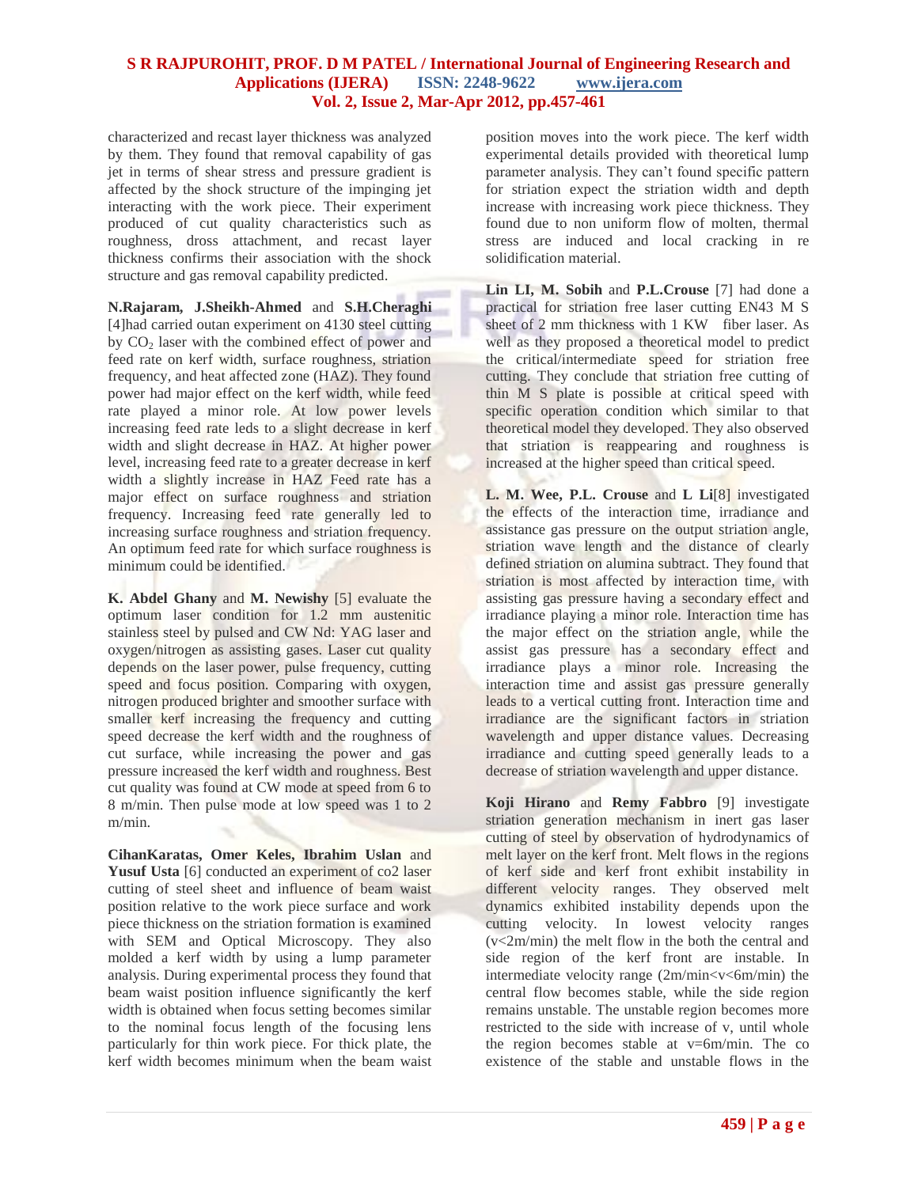characterized and recast layer thickness was analyzed by them. They found that removal capability of gas jet in terms of shear stress and pressure gradient is affected by the shock structure of the impinging jet interacting with the work piece. Their experiment produced of cut quality characteristics such as roughness, dross attachment, and recast layer thickness confirms their association with the shock structure and gas removal capability predicted.

**N.Rajaram, J.Sheikh-Ahmed** and **S.H.Cheraghi** [4]had carried outan experiment on 4130 steel cutting by $CO_2$ laser with the combined effect of power and feed rate on kerf width, surface roughness, striation frequency, and heat affected zone (HAZ). They found power had major effect on the kerf width, while feed rate played a minor role. At low power levels increasing feed rate leds to a slight decrease in kerf width and slight decrease in HAZ. At higher power level, increasing feed rate to a greater decrease in kerf width a slightly increase in HAZ Feed rate has a major effect on surface roughness and striation frequency. Increasing feed rate generally led to increasing surface roughness and striation frequency. An optimum feed rate for which surface roughness is minimum could be identified.

**K. Abdel Ghany** and **M. Newishy** [5] evaluate the optimum laser condition for 1.2 mm austenitic stainless steel by pulsed and CW Nd: YAG laser and oxygen/nitrogen as assisting gases. Laser cut quality depends on the laser power, pulse frequency, cutting speed and focus position. Comparing with oxygen, nitrogen produced brighter and smoother surface with smaller kerf increasing the frequency and cutting speed decrease the kerf width and the roughness of cut surface, while increasing the power and gas pressure increased the kerf width and roughness. Best cut quality was found at CW mode at speed from 6 to 8 m/min. Then pulse mode at low speed was 1 to 2 m/min.

**CihanKaratas, Omer Keles, Ibrahim Uslan** and **Yusuf Usta** [6] conducted an experiment of co2 laser cutting of steel sheet and influence of beam waist position relative to the work piece surface and work piece thickness on the striation formation is examined with SEM and Optical Microscopy. They also molded a kerf width by using a lump parameter analysis. During experimental process they found that beam waist position influence significantly the kerf width is obtained when focus setting becomes similar to the nominal focus length of the focusing lens particularly for thin work piece. For thick plate, the kerf width becomes minimum when the beam waist position moves into the work piece. The kerf width experimental details provided with theoretical lump parameter analysis. They can't found specific pattern for striation expect the striation width and depth increase with increasing work piece thickness. They found due to non uniform flow of molten, thermal stress are induced and local cracking in re solidification material.

**Lin LI, M. Sobih** and **P.L.Crouse** [7] had done a practical for striation free laser cutting EN43 M S sheet of 2 mm thickness with 1 KW fiber laser. As well as they proposed a theoretical model to predict the critical/intermediate speed for striation free cutting. They conclude that striation free cutting of thin M S plate is possible at critical speed with specific operation condition which similar to that theoretical model they developed. They also observed that striation is reappearing and roughness is increased at the higher speed than critical speed.

**L. M. Wee, P.L. Crouse** and **L Li**[8] investigated the effects of the interaction time, irradiance and assistance gas pressure on the output striation angle, striation wave length and the distance of clearly defined striation on alumina subtract. They found that striation is most affected by interaction time, with assisting gas pressure having a secondary effect and irradiance playing a minor role. Interaction time has the major effect on the striation angle, while the assist gas pressure has a secondary effect and irradiance plays a minor role. Increasing the interaction time and assist gas pressure generally leads to a vertical cutting front. Interaction time and irradiance are the significant factors in striation wavelength and upper distance values. Decreasing irradiance and cutting speed generally leads to a decrease of striation wavelength and upper distance.

**Koji Hirano** and **Remy Fabbro** [9] investigate striation generation mechanism in inert gas laser cutting of steel by observation of hydrodynamics of melt layer on the kerf front. Melt flows in the regions of kerf side and kerf front exhibit instability in different velocity ranges. They observed melt dynamics exhibited instability depends upon the cutting velocity. In lowest velocity ranges (v<2m/min) the melt flow in the both the central and side region of the kerf front are instable. In intermediate velocity range (2m/min<v<6m/min) the central flow becomes stable, while the side region remains unstable. The unstable region becomes more restricted to the side with increase of v, until whole the region becomes stable at v=6m/min. The co existence of the stable and unstable flows in the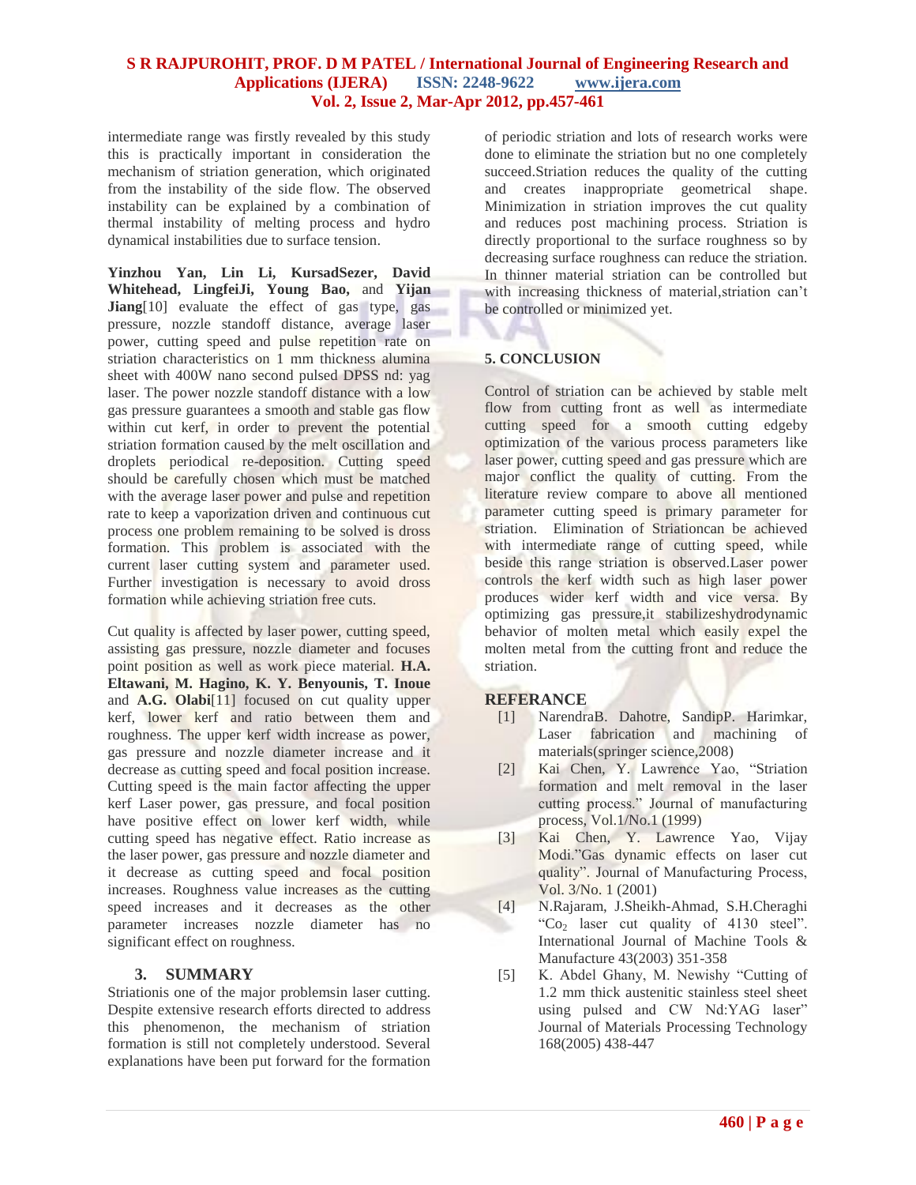intermediate range was firstly revealed by this study this is practically important in consideration the mechanism of striation generation, which originated from the instability of the side flow. The observed instability can be explained by a combination of thermal instability of melting process and hydro dynamical instabilities due to surface tension.

**Yinzhou Yan, Lin Li, KursadSezer, David Whitehead, LingfeiJi, Young Bao,** and **Yijan Jiang**[10] evaluate the effect of gas type, gas pressure, nozzle standoff distance, average laser power, cutting speed and pulse repetition rate on striation characteristics on 1 mm thickness alumina sheet with 400W nano second pulsed DPSS nd: yag laser. The power nozzle standoff distance with a low gas pressure guarantees a smooth and stable gas flow within cut kerf, in order to prevent the potential striation formation caused by the melt oscillation and droplets periodical re-deposition. Cutting speed should be carefully chosen which must be matched with the average laser power and pulse and repetition rate to keep a vaporization driven and continuous cut process one problem remaining to be solved is dross formation. This problem is associated with the current laser cutting system and parameter used. Further investigation is necessary to avoid dross formation while achieving striation free cuts.

Cut quality is affected by laser power, cutting speed, assisting gas pressure, nozzle diameter and focuses point position as well as work piece material. **H.A. Eltawani, M. Hagino, K. Y. Benyounis, T. Inoue** and **A.G. Olabi**[11] focused on cut quality upper kerf, lower kerf and ratio between them and roughness. The upper kerf width increase as power, gas pressure and nozzle diameter increase and it decrease as cutting speed and focal position increase. Cutting speed is the main factor affecting the upper kerf Laser power, gas pressure, and focal position have positive effect on lower kerf width, while cutting speed has negative effect. Ratio increase as the laser power, gas pressure and nozzle diameter and it decrease as cutting speed and focal position increases. Roughness value increases as the cutting speed increases and it decreases as the other parameter increases nozzle diameter has no significant effect on roughness.

## 3. SUMMARY

Striationis one of the major problemsin laser cutting. Despite extensive research efforts directed to address this phenomenon, the mechanism of striation formation is still not completely understood. Several explanations have been put forward for the formation of periodic striation and lots of research works were done to eliminate the striation but no one completely succeed.Striation reduces the quality of the cutting and creates inappropriate geometrical shape. Minimization in striation improves the cut quality and reduces post machining process. Striation is directly proportional to the surface roughness so by decreasing surface roughness can reduce the striation. In thinner material striation can be controlled but with increasing thickness of material,striation can't be controlled or minimized yet.

## 5. CONCLUSION

Control of striation can be achieved by stable melt flow from cutting front as well as intermediate cutting speed for a smooth cutting edgeby optimization of the various process parameters like laser power, cutting speed and gas pressure which are major conflict the quality of cutting. From the literature review compare to above all mentioned parameter cutting speed is primary parameter for striation. Elimination of Striationcan be achieved with intermediate range of cutting speed, while beside this range striation is observed.Laser power controls the kerf width such as high laser power produces wider kerf width and vice versa. By optimizing gas pressure,it stabilizeshydrodynamic behavior of molten metal which easily expel the molten metal from the cutting front and reduce the striation.

## REFERANCE

[1] NarendraB. Dahotre, SandipP. Harimkar, Laser fabrication and machining of materials(springer science,2008)

[2] Kai Chen, Y. Lawrence Yao, "Striation formation and melt removal in the laser cutting process." Journal of manufacturing process, Vol.1/No.1 (1999)

[3] Kai Chen, Y. Lawrence Yao, Vijay Modi."Gas dynamic effects on laser cut quality". Journal of Manufacturing Process, Vol. 3/No. 1 (2001)

[4] N.Rajaram, J.Sheikh-Ahmad, S.H.Cheraghi "$Co_2$ laser cut quality of 4130 steel". International Journal of Machine Tools & Manufacture 43(2003) 351-358

[5] K. Abdel Ghany, M. Newishy "Cutting of 1.2 mm thick austenitic stainless steel sheet using pulsed and CW Nd:YAG laser" Journal of Materials Processing Technology 168(2005) 438-447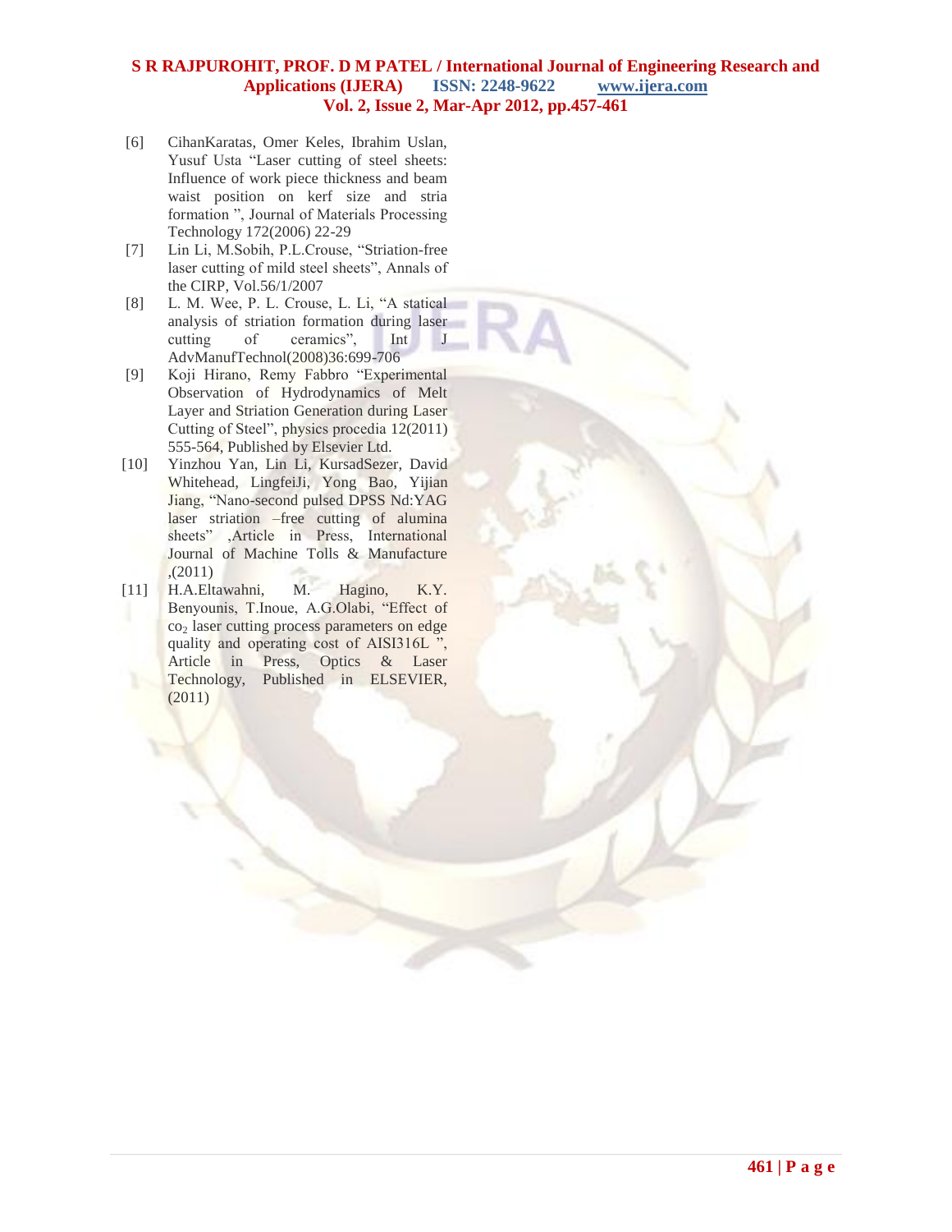[6] CihanKaratas, Omer Keles, Ibrahim Uslan, Yusuf Usta "Laser cutting of steel sheets: Influence of work piece thickness and beam waist position on kerf size and stria formation ", Journal of Materials Processing Technology 172(2006) 22-29

[7] Lin Li, M.Sobih, P.L.Crouse, "Striation-free laser cutting of mild steel sheets", Annals of the CIRP, Vol.56/1/2007

[8] L. M. Wee, P. L. Crouse, L. Li, "A statical analysis of striation formation during laser cutting of ceramics", Int J AdvManufTechnol(2008)36:699-706

[9] Koji Hirano, Remy Fabbro "Experimental Observation of Hydrodynamics of Melt Layer and Striation Generation during Laser Cutting of Steel", physics procedia 12(2011) 555-564, Published by Elsevier Ltd.

[10] Yinzhou Yan, Lin Li, KursadSezer, David Whitehead, LingfeiJi, Yong Bao, Yijian Jiang, "Nano-second pulsed DPSS Nd:YAG laser striation –free cutting of alumina sheets" ,Article in Press, International Journal of Machine Tolls & Manufacture ,(2011)

[11] H.A.Eltawahni, M. Hagino, K.Y. Benyounis, T.Inoue, A.G.Olabi, "Effect of $co_2$ laser cutting process parameters on edge quality and operating cost of AISI316L ", Article in Press, Optics & Laser Technology, Published in ELSEVIER, (2011)